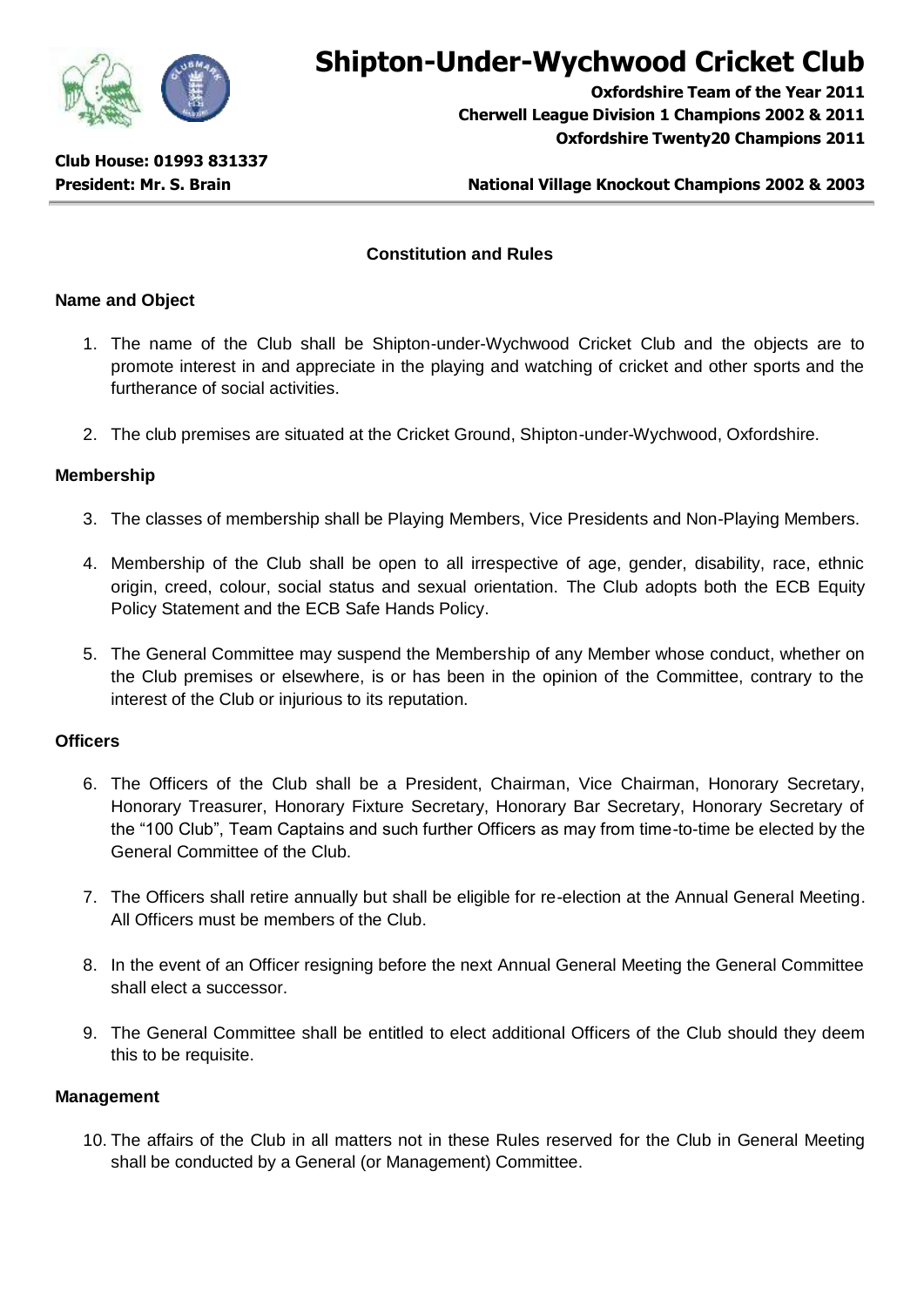# Shipton-Under-Wychwood Cricket Club

**Oxfordshire Team of the Year 2011**
**Cherwell League Division 1 Champions 2002 & 2011**
**Oxfordshire Twenty20 Champions 2011**

**Club House: 01993 831337**
**President: Mr. S. Brain**

**National Village Knockout Champions 2002 & 2003**

## Constitution and Rules

### Name and Object

1. The name of the Club shall be Shipton-under-Wychwood Cricket Club and the objects are to promote interest in and appreciate in the playing and watching of cricket and other sports and the furtherance of social activities.

2. The club premises are situated at the Cricket Ground, Shipton-under-Wychwood, Oxfordshire.

### Membership

3. The classes of membership shall be Playing Members, Vice Presidents and Non-Playing Members.

4. Membership of the Club shall be open to all irrespective of age, gender, disability, race, ethnic origin, creed, colour, social status and sexual orientation. The Club adopts both the ECB Equity Policy Statement and the ECB Safe Hands Policy.

5. The General Committee may suspend the Membership of any Member whose conduct, whether on the Club premises or elsewhere, is or has been in the opinion of the Committee, contrary to the interest of the Club or injurious to its reputation.

### Officers

6. The Officers of the Club shall be a President, Chairman, Vice Chairman, Honorary Secretary, Honorary Treasurer, Honorary Fixture Secretary, Honorary Bar Secretary, Honorary Secretary of the "100 Club", Team Captains and such further Officers as may from time-to-time be elected by the General Committee of the Club.

7. The Officers shall retire annually but shall be eligible for re-election at the Annual General Meeting. All Officers must be members of the Club.

8. In the event of an Officer resigning before the next Annual General Meeting the General Committee shall elect a successor.

9. The General Committee shall be entitled to elect additional Officers of the Club should they deem this to be requisite.

### Management

10. The affairs of the Club in all matters not in these Rules reserved for the Club in General Meeting shall be conducted by a General (or Management) Committee.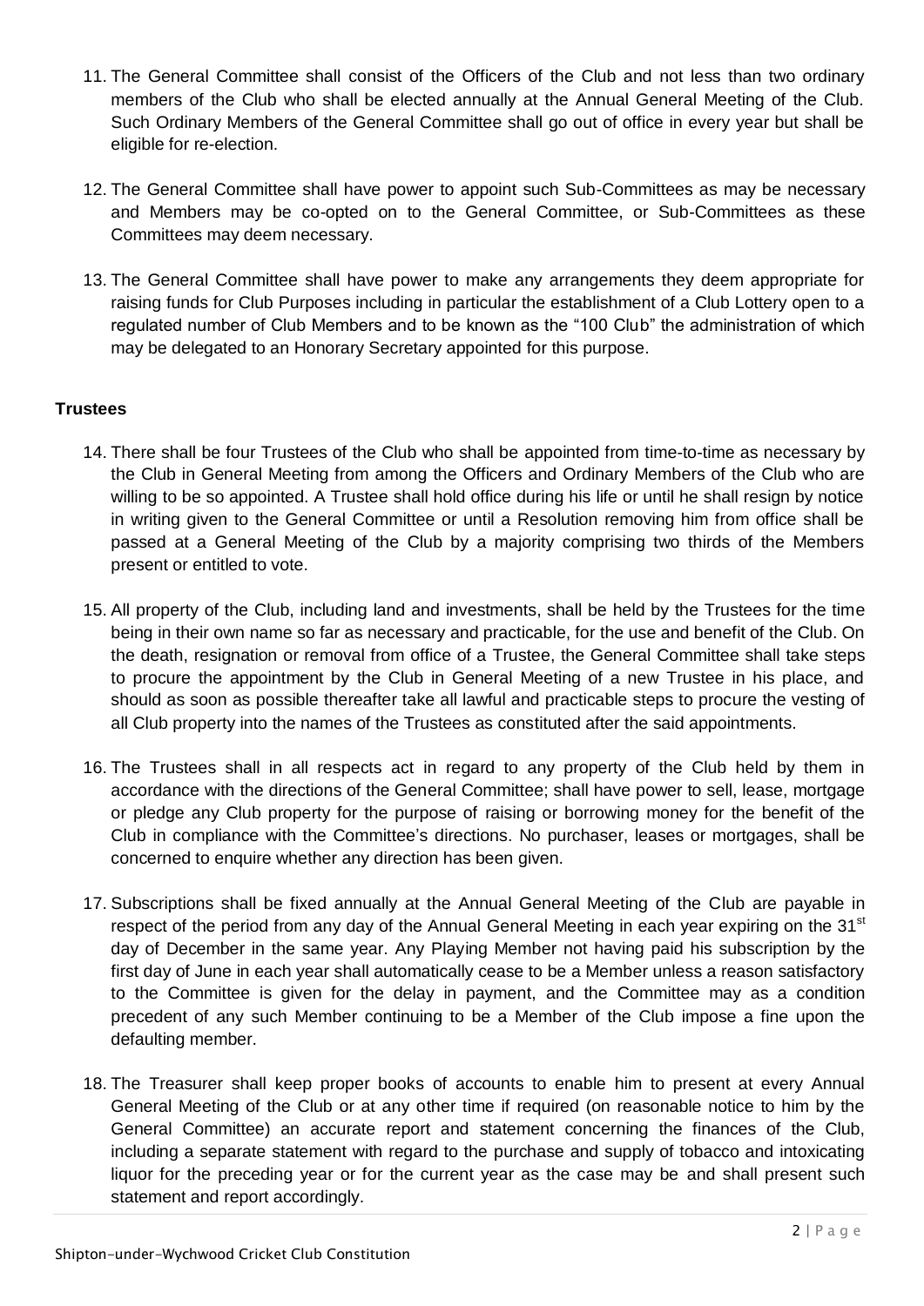11. The General Committee shall consist of the Officers of the Club and not less than two ordinary members of the Club who shall be elected annually at the Annual General Meeting of the Club. Such Ordinary Members of the General Committee shall go out of office in every year but shall be eligible for re-election.

12. The General Committee shall have power to appoint such Sub-Committees as may be necessary and Members may be co-opted on to the General Committee, or Sub-Committees as these Committees may deem necessary.

13. The General Committee shall have power to make any arrangements they deem appropriate for raising funds for Club Purposes including in particular the establishment of a Club Lottery open to a regulated number of Club Members and to be known as the "100 Club" the administration of which may be delegated to an Honorary Secretary appointed for this purpose.

**Trustees**

14. There shall be four Trustees of the Club who shall be appointed from time-to-time as necessary by the Club in General Meeting from among the Officers and Ordinary Members of the Club who are willing to be so appointed. A Trustee shall hold office during his life or until he shall resign by notice in writing given to the General Committee or until a Resolution removing him from office shall be passed at a General Meeting of the Club by a majority comprising two thirds of the Members present or entitled to vote.

15. All property of the Club, including land and investments, shall be held by the Trustees for the time being in their own name so far as necessary and practicable, for the use and benefit of the Club. On the death, resignation or removal from office of a Trustee, the General Committee shall take steps to procure the appointment by the Club in General Meeting of a new Trustee in his place, and should as soon as possible thereafter take all lawful and practicable steps to procure the vesting of all Club property into the names of the Trustees as constituted after the said appointments.

16. The Trustees shall in all respects act in regard to any property of the Club held by them in accordance with the directions of the General Committee; shall have power to sell, lease, mortgage or pledge any Club property for the purpose of raising or borrowing money for the benefit of the Club in compliance with the Committee's directions. No purchaser, leases or mortgages, shall be concerned to enquire whether any direction has been given.

17. Subscriptions shall be fixed annually at the Annual General Meeting of the Club are payable in respect of the period from any day of the Annual General Meeting in each year expiring on the 31st day of December in the same year. Any Playing Member not having paid his subscription by the first day of June in each year shall automatically cease to be a Member unless a reason satisfactory to the Committee is given for the delay in payment, and the Committee may as a condition precedent of any such Member continuing to be a Member of the Club impose a fine upon the defaulting member.

18. The Treasurer shall keep proper books of accounts to enable him to present at every Annual General Meeting of the Club or at any other time if required (on reasonable notice to him by the General Committee) an accurate report and statement concerning the finances of the Club, including a separate statement with regard to the purchase and supply of tobacco and intoxicating liquor for the preceding year or for the current year as the case may be and shall present such statement and report accordingly.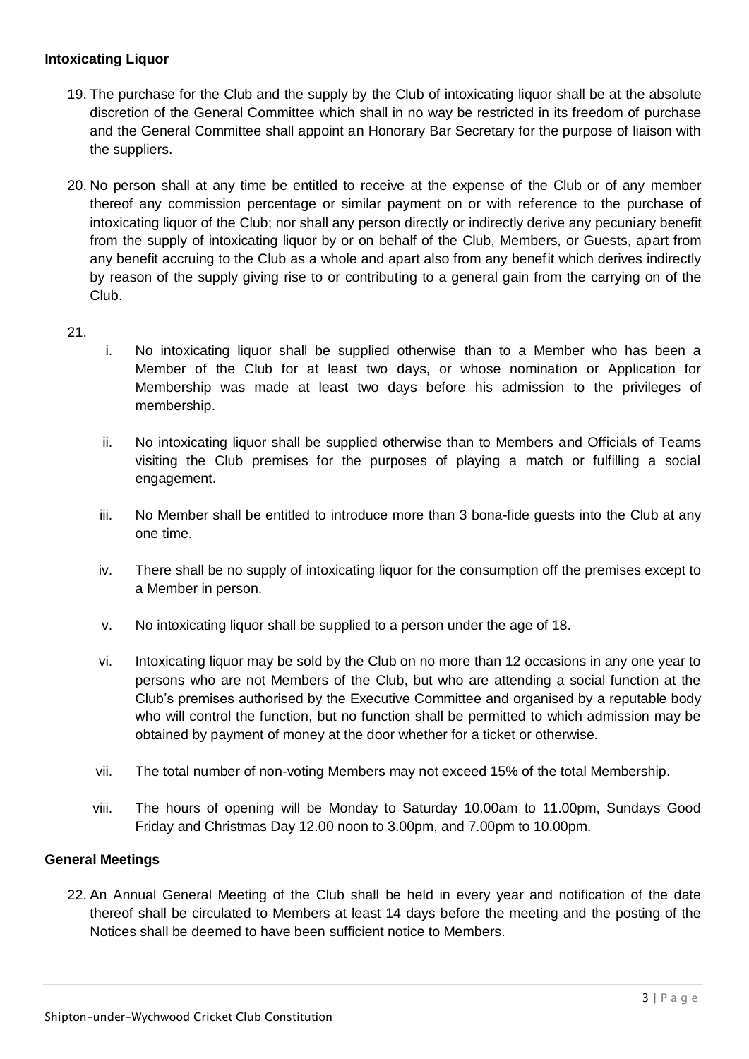### Intoxicating Liquor

19. The purchase for the Club and the supply by the Club of intoxicating liquor shall be at the absolute discretion of the General Committee which shall in no way be restricted in its freedom of purchase and the General Committee shall appoint an Honorary Bar Secretary for the purpose of liaison with the suppliers.

20. No person shall at any time be entitled to receive at the expense of the Club or of any member thereof any commission percentage or similar payment on or with reference to the purchase of intoxicating liquor of the Club; nor shall any person directly or indirectly derive any pecuniary benefit from the supply of intoxicating liquor by or on behalf of the Club, Members, or Guests, apart from any benefit accruing to the Club as a whole and apart also from any benefit which derives indirectly by reason of the supply giving rise to or contributing to a general gain from the carrying on of the Club.

21.
   i. No intoxicating liquor shall be supplied otherwise than to a Member who has been a Member of the Club for at least two days, or whose nomination or Application for Membership was made at least two days before his admission to the privileges of membership.

   ii. No intoxicating liquor shall be supplied otherwise than to Members and Officials of Teams visiting the Club premises for the purposes of playing a match or fulfilling a social engagement.

   iii. No Member shall be entitled to introduce more than 3 bona-fide guests into the Club at any one time.

   iv. There shall be no supply of intoxicating liquor for the consumption off the premises except to a Member in person.

   v. No intoxicating liquor shall be supplied to a person under the age of 18.

   vi. Intoxicating liquor may be sold by the Club on no more than 12 occasions in any one year to persons who are not Members of the Club, but who are attending a social function at the Club's premises authorised by the Executive Committee and organised by a reputable body who will control the function, but no function shall be permitted to which admission may be obtained by payment of money at the door whether for a ticket or otherwise.

   vii. The total number of non-voting Members may not exceed 15% of the total Membership.

   viii. The hours of opening will be Monday to Saturday 10.00am to 11.00pm, Sundays Good Friday and Christmas Day 12.00 noon to 3.00pm, and 7.00pm to 10.00pm.

### General Meetings

22. An Annual General Meeting of the Club shall be held in every year and notification of the date thereof shall be circulated to Members at least 14 days before the meeting and the posting of the Notices shall be deemed to have been sufficient notice to Members.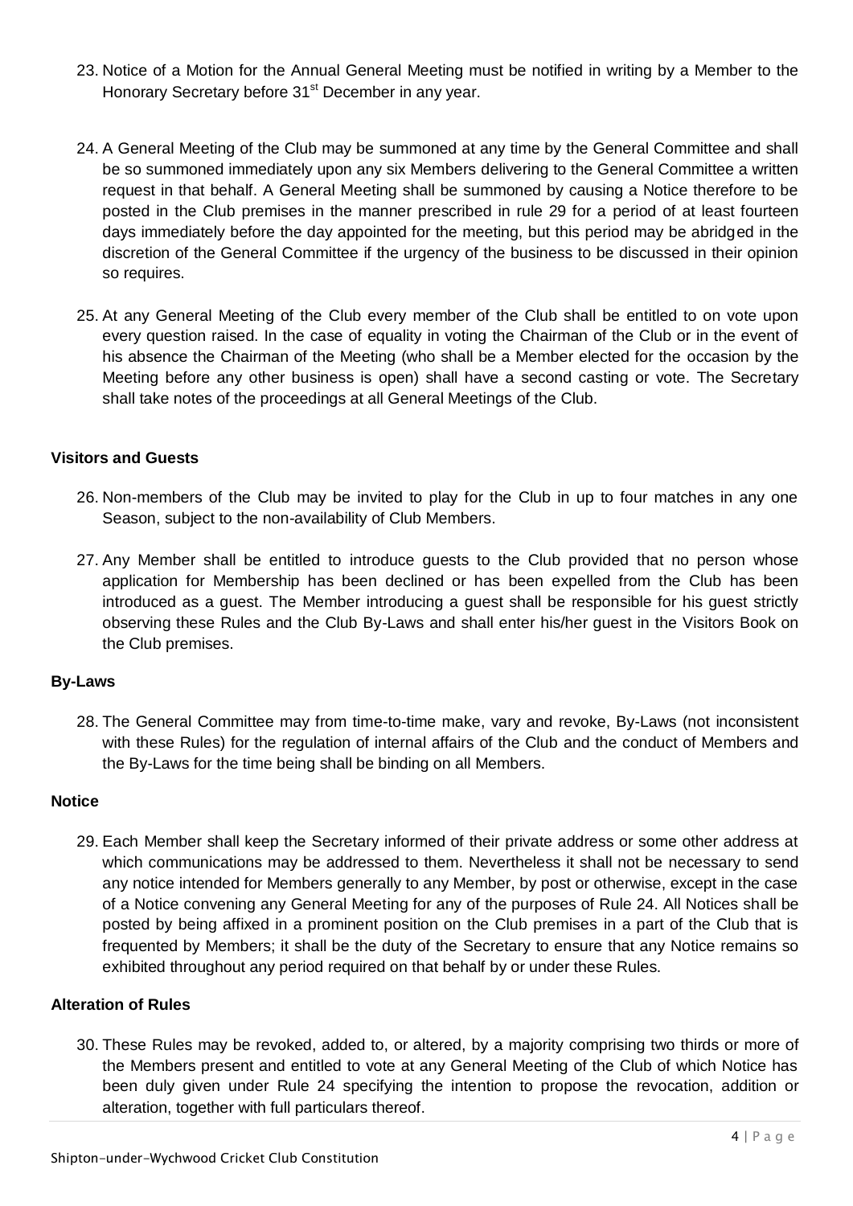23. Notice of a Motion for the Annual General Meeting must be notified in writing by a Member to the Honorary Secretary before 31st December in any year.

24. A General Meeting of the Club may be summoned at any time by the General Committee and shall be so summoned immediately upon any six Members delivering to the General Committee a written request in that behalf. A General Meeting shall be summoned by causing a Notice therefore to be posted in the Club premises in the manner prescribed in rule 29 for a period of at least fourteen days immediately before the day appointed for the meeting, but this period may be abridged in the discretion of the General Committee if the urgency of the business to be discussed in their opinion so requires.

25. At any General Meeting of the Club every member of the Club shall be entitled to on vote upon every question raised. In the case of equality in voting the Chairman of the Club or in the event of his absence the Chairman of the Meeting (who shall be a Member elected for the occasion by the Meeting before any other business is open) shall have a second casting or vote. The Secretary shall take notes of the proceedings at all General Meetings of the Club.

**Visitors and Guests**

26. Non-members of the Club may be invited to play for the Club in up to four matches in any one Season, subject to the non-availability of Club Members.

27. Any Member shall be entitled to introduce guests to the Club provided that no person whose application for Membership has been declined or has been expelled from the Club has been introduced as a guest. The Member introducing a guest shall be responsible for his guest strictly observing these Rules and the Club By-Laws and shall enter his/her guest in the Visitors Book on the Club premises.

**By-Laws**

28. The General Committee may from time-to-time make, vary and revoke, By-Laws (not inconsistent with these Rules) for the regulation of internal affairs of the Club and the conduct of Members and the By-Laws for the time being shall be binding on all Members.

**Notice**

29. Each Member shall keep the Secretary informed of their private address or some other address at which communications may be addressed to them. Nevertheless it shall not be necessary to send any notice intended for Members generally to any Member, by post or otherwise, except in the case of a Notice convening any General Meeting for any of the purposes of Rule 24. All Notices shall be posted by being affixed in a prominent position on the Club premises in a part of the Club that is frequented by Members; it shall be the duty of the Secretary to ensure that any Notice remains so exhibited throughout any period required on that behalf by or under these Rules.

**Alteration of Rules**

30. These Rules may be revoked, added to, or altered, by a majority comprising two thirds or more of the Members present and entitled to vote at any General Meeting of the Club of which Notice has been duly given under Rule 24 specifying the intention to propose the revocation, addition or alteration, together with full particulars thereof.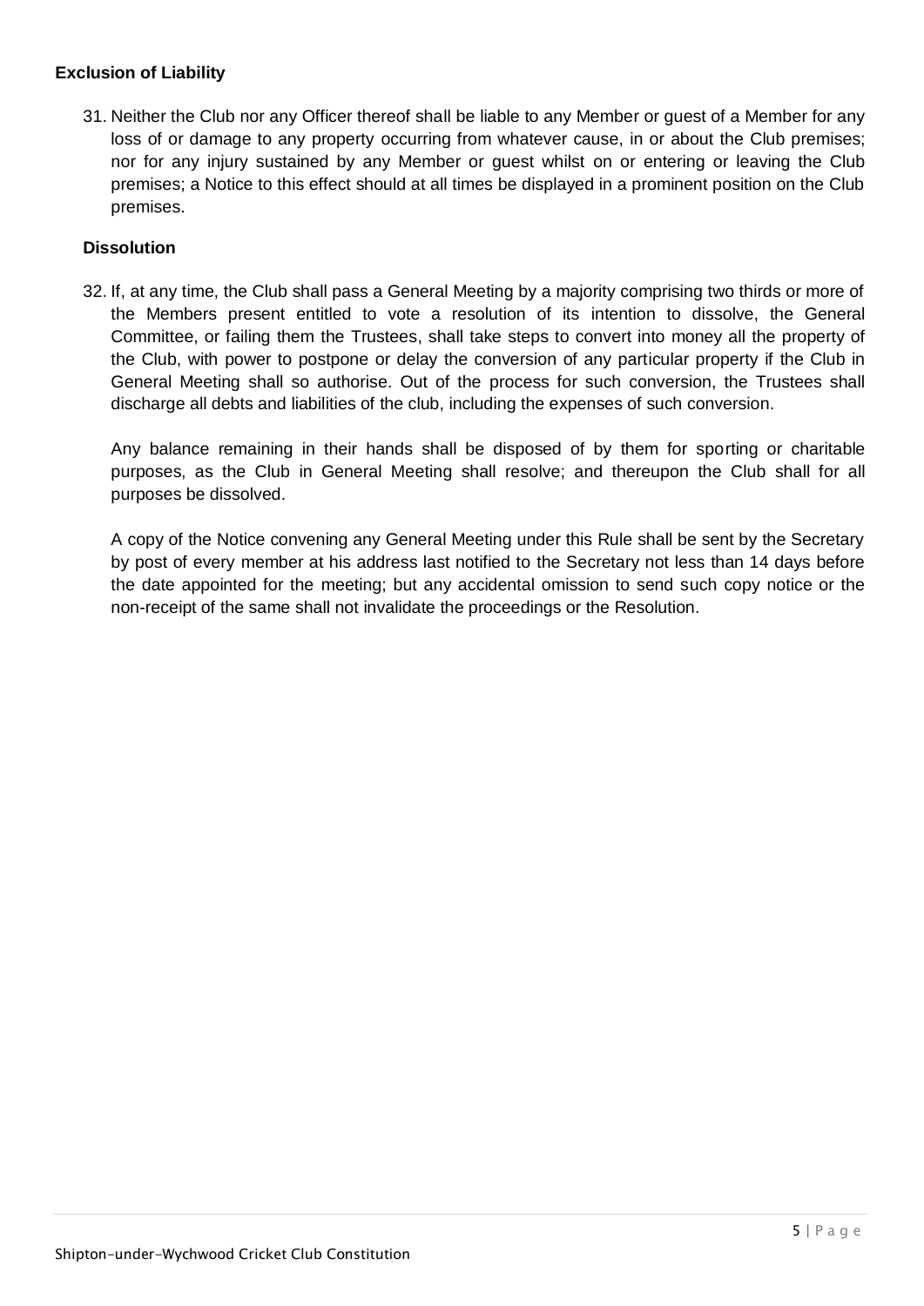**Exclusion of Liability**

31. Neither the Club nor any Officer thereof shall be liable to any Member or guest of a Member for any loss of or damage to any property occurring from whatever cause, in or about the Club premises; nor for any injury sustained by any Member or guest whilst on or entering or leaving the Club premises; a Notice to this effect should at all times be displayed in a prominent position on the Club premises.

**Dissolution**

32. If, at any time, the Club shall pass a General Meeting by a majority comprising two thirds or more of the Members present entitled to vote a resolution of its intention to dissolve, the General Committee, or failing them the Trustees, shall take steps to convert into money all the property of the Club, with power to postpone or delay the conversion of any particular property if the Club in General Meeting shall so authorise. Out of the process for such conversion, the Trustees shall discharge all debts and liabilities of the club, including the expenses of such conversion.

    Any balance remaining in their hands shall be disposed of by them for sporting or charitable purposes, as the Club in General Meeting shall resolve; and thereupon the Club shall for all purposes be dissolved.

    A copy of the Notice convening any General Meeting under this Rule shall be sent by the Secretary by post of every member at his address last notified to the Secretary not less than 14 days before the date appointed for the meeting; but any accidental omission to send such copy notice or the non-receipt of the same shall not invalidate the proceedings or the Resolution.